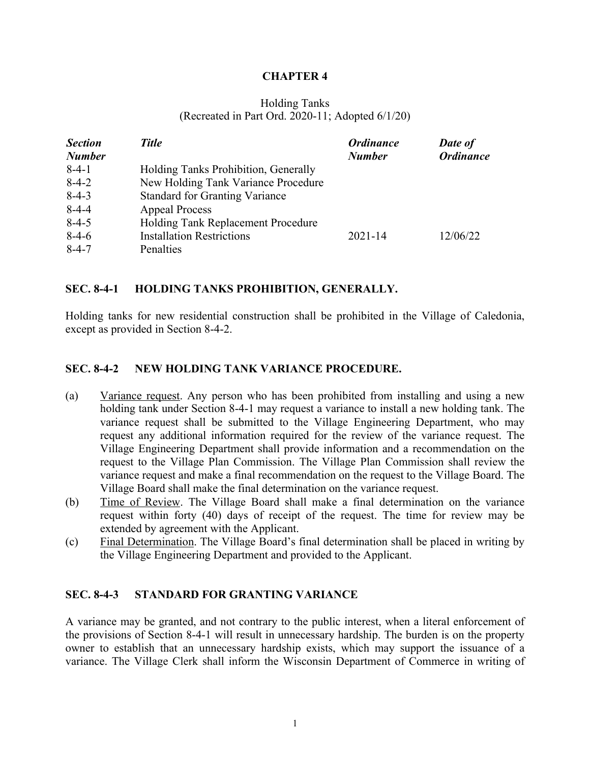# CHAPTER 4

Holding Tanks
(Recreated in Part Ord. 2020-11; Adopted 6/1/20)

| ***Section Number*** | ***Title*** | ***Ordinance Number*** | ***Date of Ordinance*** |
|---|---|---|---|
| 8-4-1 | Holding Tanks Prohibition, Generally | | |
| 8-4-2 | New Holding Tank Variance Procedure | | |
| 8-4-3 | Standard for Granting Variance | | |
| 8-4-4 | Appeal Process | | |
| 8-4-5 | Holding Tank Replacement Procedure | | |
| 8-4-6 | Installation Restrictions | 2021-14 | 12/06/22 |
| 8-4-7 | Penalties | | |

## SEC. 8-4-1 HOLDING TANKS PROHIBITION, GENERALLY.

Holding tanks for new residential construction shall be prohibited in the Village of Caledonia, except as provided in Section 8-4-2.

## SEC. 8-4-2 NEW HOLDING TANK VARIANCE PROCEDURE.

(a) Variance request. Any person who has been prohibited from installing and using a new holding tank under Section 8-4-1 may request a variance to install a new holding tank. The variance request shall be submitted to the Village Engineering Department, who may request any additional information required for the review of the variance request. The Village Engineering Department shall provide information and a recommendation on the request to the Village Plan Commission. The Village Plan Commission shall review the variance request and make a final recommendation on the request to the Village Board. The Village Board shall make the final determination on the variance request.

(b) Time of Review. The Village Board shall make a final determination on the variance request within forty (40) days of receipt of the request. The time for review may be extended by agreement with the Applicant.

(c) Final Determination. The Village Board's final determination shall be placed in writing by the Village Engineering Department and provided to the Applicant.

## SEC. 8-4-3 STANDARD FOR GRANTING VARIANCE

A variance may be granted, and not contrary to the public interest, when a literal enforcement of the provisions of Section 8-4-1 will result in unnecessary hardship. The burden is on the property owner to establish that an unnecessary hardship exists, which may support the issuance of a variance. The Village Clerk shall inform the Wisconsin Department of Commerce in writing of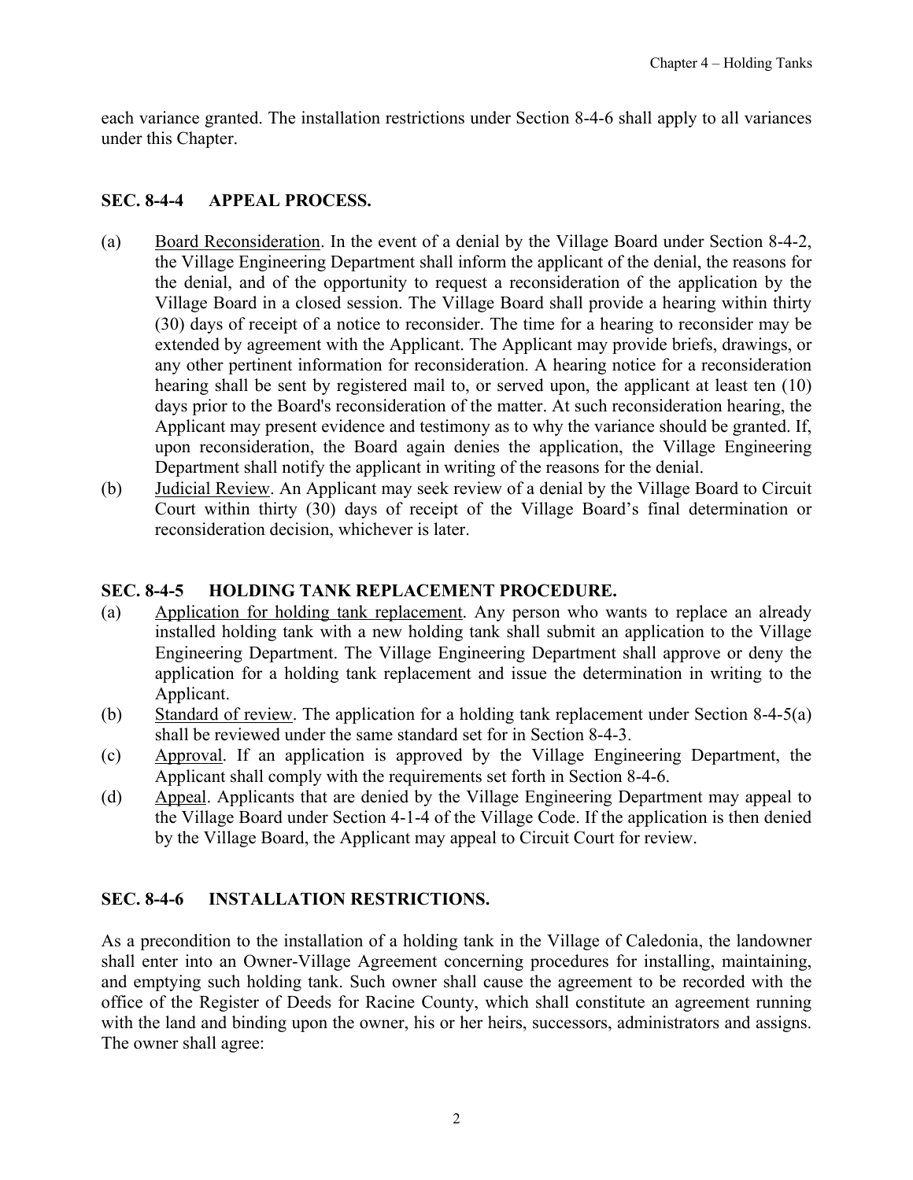each variance granted. The installation restrictions under Section 8-4-6 shall apply to all variances under this Chapter.

## SEC. 8-4-4 APPEAL PROCESS.

(a) Board Reconsideration. In the event of a denial by the Village Board under Section 8-4-2, the Village Engineering Department shall inform the applicant of the denial, the reasons for the denial, and of the opportunity to request a reconsideration of the application by the Village Board in a closed session. The Village Board shall provide a hearing within thirty (30) days of receipt of a notice to reconsider. The time for a hearing to reconsider may be extended by agreement with the Applicant. The Applicant may provide briefs, drawings, or any other pertinent information for reconsideration. A hearing notice for a reconsideration hearing shall be sent by registered mail to, or served upon, the applicant at least ten (10) days prior to the Board's reconsideration of the matter. At such reconsideration hearing, the Applicant may present evidence and testimony as to why the variance should be granted. If, upon reconsideration, the Board again denies the application, the Village Engineering Department shall notify the applicant in writing of the reasons for the denial.

(b) Judicial Review. An Applicant may seek review of a denial by the Village Board to Circuit Court within thirty (30) days of receipt of the Village Board's final determination or reconsideration decision, whichever is later.

## SEC. 8-4-5 HOLDING TANK REPLACEMENT PROCEDURE.

(a) Application for holding tank replacement. Any person who wants to replace an already installed holding tank with a new holding tank shall submit an application to the Village Engineering Department. The Village Engineering Department shall approve or deny the application for a holding tank replacement and issue the determination in writing to the Applicant.

(b) Standard of review. The application for a holding tank replacement under Section 8-4-5(a) shall be reviewed under the same standard set for in Section 8-4-3.

(c) Approval. If an application is approved by the Village Engineering Department, the Applicant shall comply with the requirements set forth in Section 8-4-6.

(d) Appeal. Applicants that are denied by the Village Engineering Department may appeal to the Village Board under Section 4-1-4 of the Village Code. If the application is then denied by the Village Board, the Applicant may appeal to Circuit Court for review.

## SEC. 8-4-6 INSTALLATION RESTRICTIONS.

As a precondition to the installation of a holding tank in the Village of Caledonia, the landowner shall enter into an Owner-Village Agreement concerning procedures for installing, maintaining, and emptying such holding tank. Such owner shall cause the agreement to be recorded with the office of the Register of Deeds for Racine County, which shall constitute an agreement running with the land and binding upon the owner, his or her heirs, successors, administrators and assigns. The owner shall agree: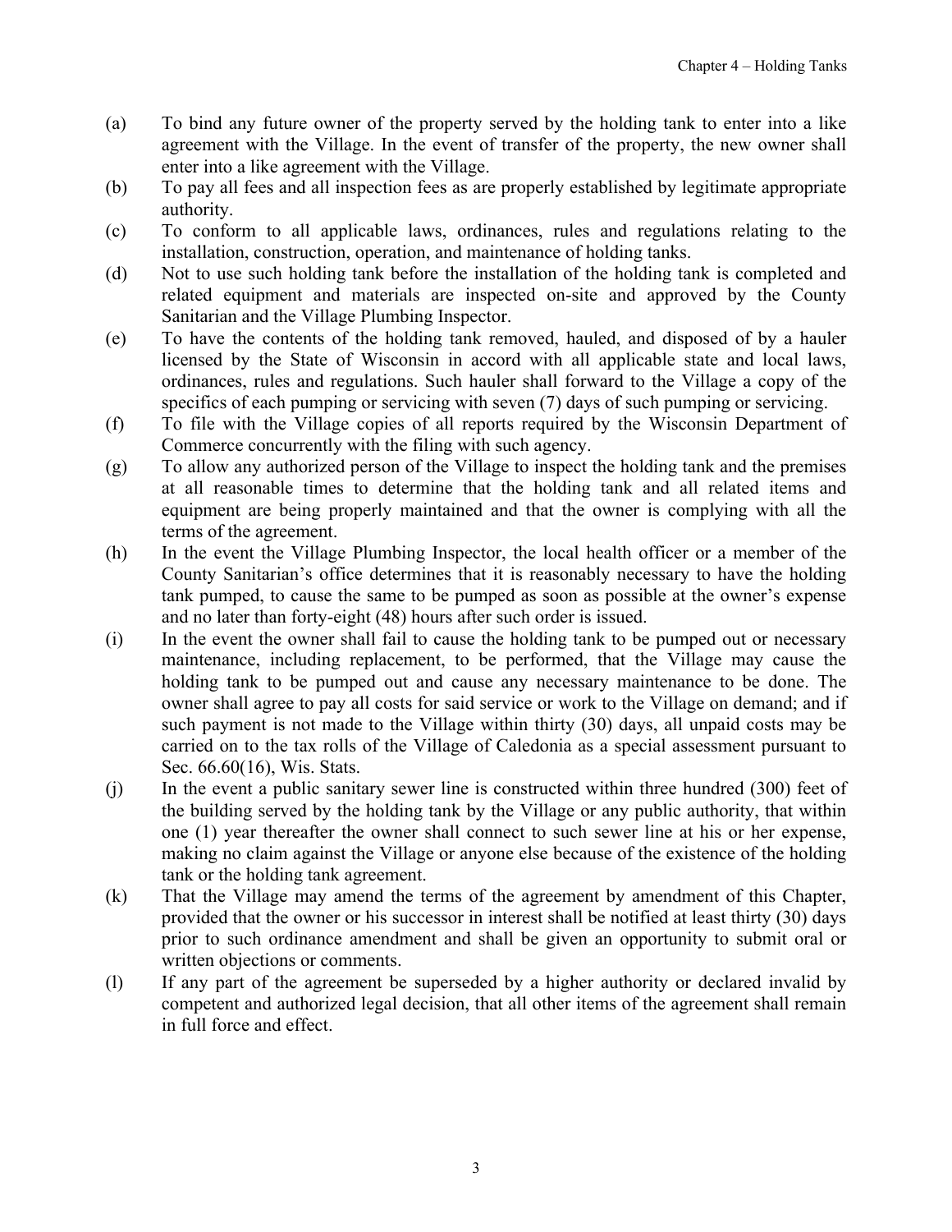(a) To bind any future owner of the property served by the holding tank to enter into a like agreement with the Village. In the event of transfer of the property, the new owner shall enter into a like agreement with the Village.

(b) To pay all fees and all inspection fees as are properly established by legitimate appropriate authority.

(c) To conform to all applicable laws, ordinances, rules and regulations relating to the installation, construction, operation, and maintenance of holding tanks.

(d) Not to use such holding tank before the installation of the holding tank is completed and related equipment and materials are inspected on-site and approved by the County Sanitarian and the Village Plumbing Inspector.

(e) To have the contents of the holding tank removed, hauled, and disposed of by a hauler licensed by the State of Wisconsin in accord with all applicable state and local laws, ordinances, rules and regulations. Such hauler shall forward to the Village a copy of the specifics of each pumping or servicing with seven (7) days of such pumping or servicing.

(f) To file with the Village copies of all reports required by the Wisconsin Department of Commerce concurrently with the filing with such agency.

(g) To allow any authorized person of the Village to inspect the holding tank and the premises at all reasonable times to determine that the holding tank and all related items and equipment are being properly maintained and that the owner is complying with all the terms of the agreement.

(h) In the event the Village Plumbing Inspector, the local health officer or a member of the County Sanitarian's office determines that it is reasonably necessary to have the holding tank pumped, to cause the same to be pumped as soon as possible at the owner's expense and no later than forty-eight (48) hours after such order is issued.

(i) In the event the owner shall fail to cause the holding tank to be pumped out or necessary maintenance, including replacement, to be performed, that the Village may cause the holding tank to be pumped out and cause any necessary maintenance to be done. The owner shall agree to pay all costs for said service or work to the Village on demand; and if such payment is not made to the Village within thirty (30) days, all unpaid costs may be carried on to the tax rolls of the Village of Caledonia as a special assessment pursuant to Sec. 66.60(16), Wis. Stats.

(j) In the event a public sanitary sewer line is constructed within three hundred (300) feet of the building served by the holding tank by the Village or any public authority, that within one (1) year thereafter the owner shall connect to such sewer line at his or her expense, making no claim against the Village or anyone else because of the existence of the holding tank or the holding tank agreement.

(k) That the Village may amend the terms of the agreement by amendment of this Chapter, provided that the owner or his successor in interest shall be notified at least thirty (30) days prior to such ordinance amendment and shall be given an opportunity to submit oral or written objections or comments.

(l) If any part of the agreement be superseded by a higher authority or declared invalid by competent and authorized legal decision, that all other items of the agreement shall remain in full force and effect.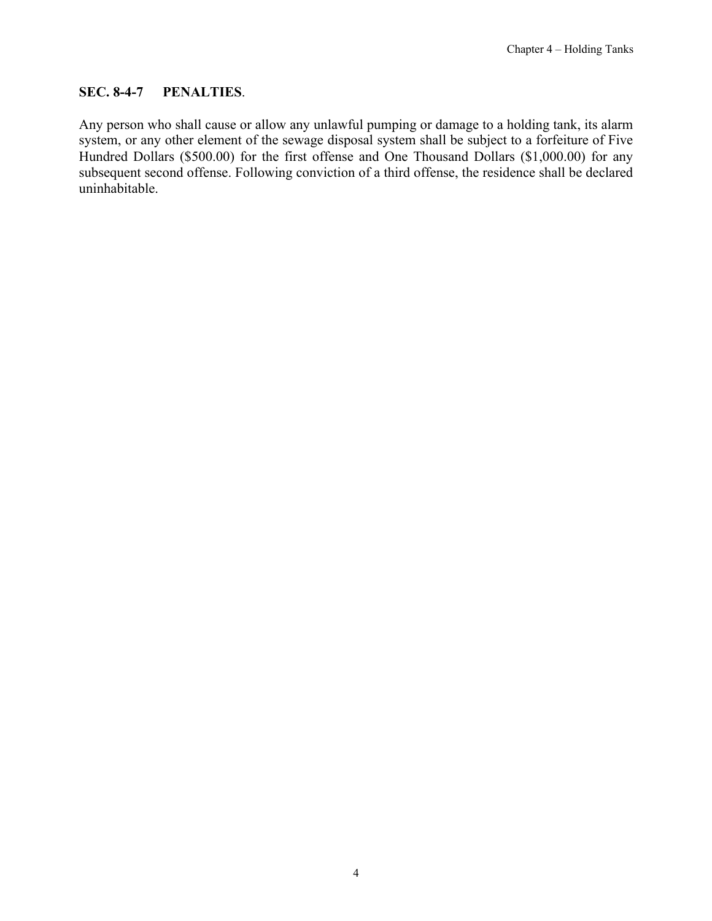## SEC. 8-4-7 PENALTIES.

Any person who shall cause or allow any unlawful pumping or damage to a holding tank, its alarm system, or any other element of the sewage disposal system shall be subject to a forfeiture of Five Hundred Dollars ($500.00) for the first offense and One Thousand Dollars ($1,000.00) for any subsequent second offense. Following conviction of a third offense, the residence shall be declared uninhabitable.